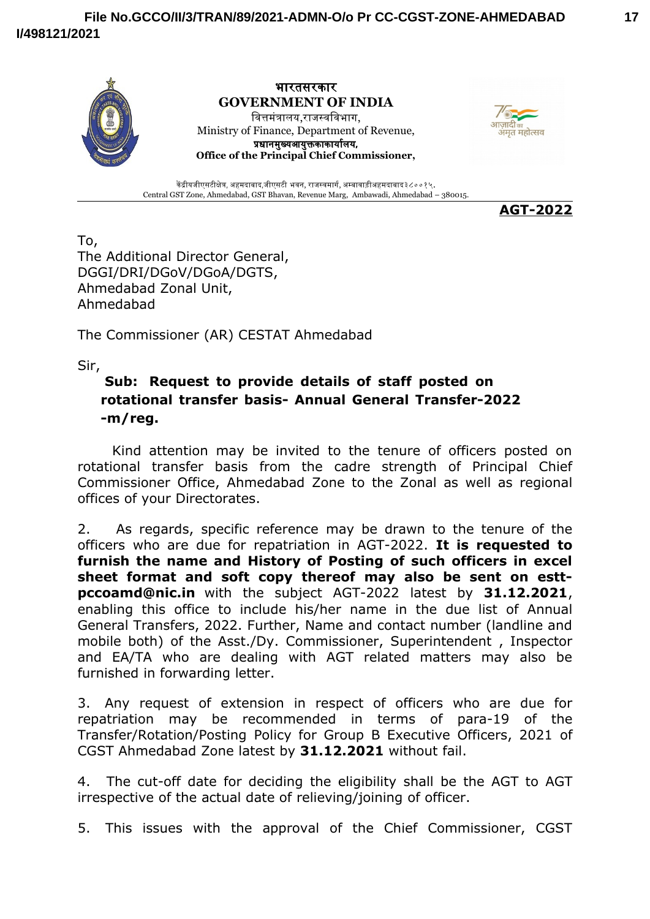भारतसरकार
**GOVERNMENT OF INDIA**
वित्तमंत्रालय,राजस्वविभाग,
Ministry of Finance, Department of Revenue,
**प्रधानमुख्यआयुक्तकाकार्यालय,**
**Office of the Principal Chief Commissioner,**

केंद्रीयजीएसटीक्षेत्र, अहमदाबाद,जीएसटी भवन, राजस्वमार्ग, अम्बावाडीअहमदाबाद३८००१५.
Central GST Zone, Ahmedabad, GST Bhavan, Revenue Marg, Ambawadi, Ahmedabad – 380015.

**AGT-2022**

To,
The Additional Director General,
DGGI/DRI/DGoV/DGoA/DGTS,
Ahmedabad Zonal Unit,
Ahmedabad

The Commissioner (AR) CESTAT Ahmedabad

Sir,

**Sub: Request to provide details of staff posted on rotational transfer basis- Annual General Transfer-2022 -m/reg.**

Kind attention may be invited to the tenure of officers posted on rotational transfer basis from the cadre strength of Principal Chief Commissioner Office, Ahmedabad Zone to the Zonal as well as regional offices of your Directorates.

2. As regards, specific reference may be drawn to the tenure of the officers who are due for repatriation in AGT-2022. **It is requested to furnish the name and History of Posting of such officers in excel sheet format and soft copy thereof may also be sent on estt-pccoamd@nic.in** with the subject AGT-2022 latest by **31.12.2021**, enabling this office to include his/her name in the due list of Annual General Transfers, 2022. Further, Name and contact number (landline and mobile both) of the Asst./Dy. Commissioner, Superintendent , Inspector and EA/TA who are dealing with AGT related matters may also be furnished in forwarding letter.

3. Any request of extension in respect of officers who are due for repatriation may be recommended in terms of para-19 of the Transfer/Rotation/Posting Policy for Group B Executive Officers, 2021 of CGST Ahmedabad Zone latest by **31.12.2021** without fail.

4. The cut-off date for deciding the eligibility shall be the AGT to AGT irrespective of the actual date of relieving/joining of officer.

5. This issues with the approval of the Chief Commissioner, CGST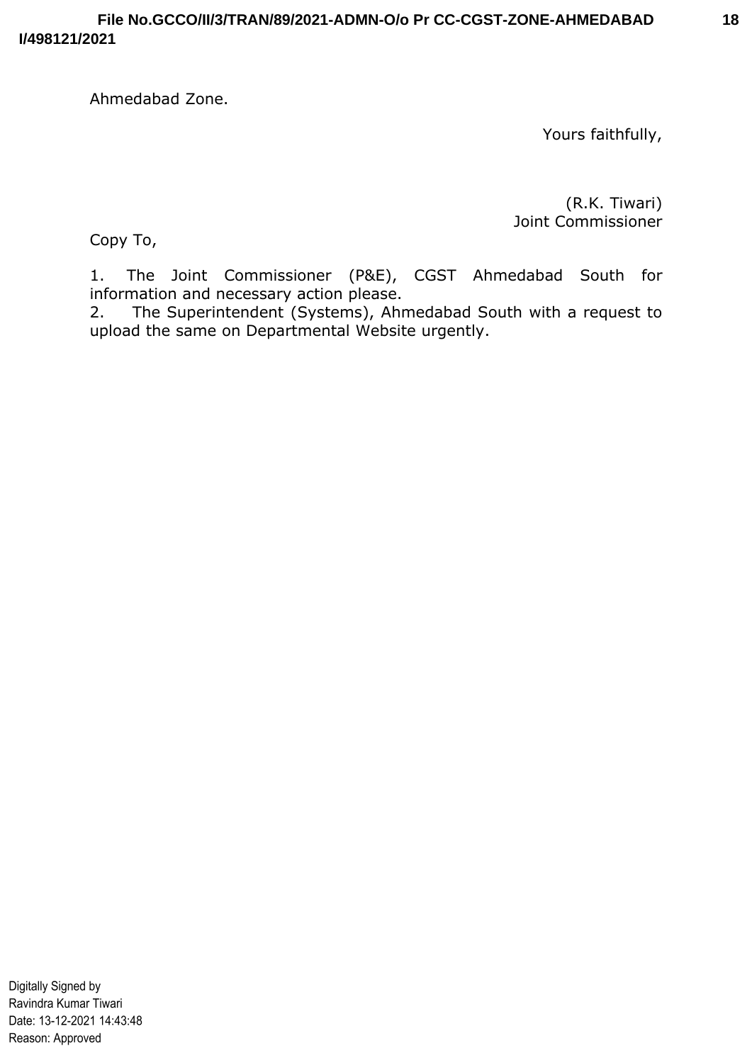Ahmedabad Zone.

Yours faithfully,

(R.K. Tiwari)
Joint Commissioner

Copy To,

1. The Joint Commissioner (P&E), CGST Ahmedabad South for information and necessary action please.
2. The Superintendent (Systems), Ahmedabad South with a request to upload the same on Departmental Website urgently.

Digitally Signed by
Ravindra Kumar Tiwari
Date: 13-12-2021 14:43:48
Reason: Approved